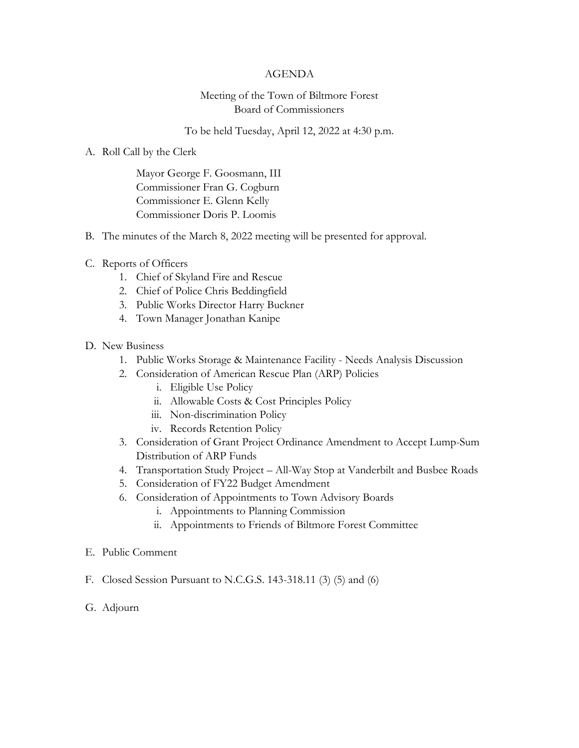# AGENDA

Meeting of the Town of Biltmore Forest
Board of Commissioners

To be held Tuesday, April 12, 2022 at 4:30 p.m.

A. Roll Call by the Clerk

   Mayor George F. Goosmann, III
   Commissioner Fran G. Cogburn
   Commissioner E. Glenn Kelly
   Commissioner Doris P. Loomis

B. The minutes of the March 8, 2022 meeting will be presented for approval.

C. Reports of Officers
   1. Chief of Skyland Fire and Rescue
   2. Chief of Police Chris Beddingfield
   3. Public Works Director Harry Buckner
   4. Town Manager Jonathan Kanipe

D. New Business
   1. Public Works Storage & Maintenance Facility - Needs Analysis Discussion
   2. Consideration of American Rescue Plan (ARP) Policies
      i. Eligible Use Policy
      ii. Allowable Costs & Cost Principles Policy
      iii. Non-discrimination Policy
      iv. Records Retention Policy
   3. Consideration of Grant Project Ordinance Amendment to Accept Lump-Sum Distribution of ARP Funds
   4. Transportation Study Project – All-Way Stop at Vanderbilt and Busbee Roads
   5. Consideration of FY22 Budget Amendment
   6. Consideration of Appointments to Town Advisory Boards
      i. Appointments to Planning Commission
      ii. Appointments to Friends of Biltmore Forest Committee

E. Public Comment

F. Closed Session Pursuant to N.C.G.S. 143-318.11 (3) (5) and (6)

G. Adjourn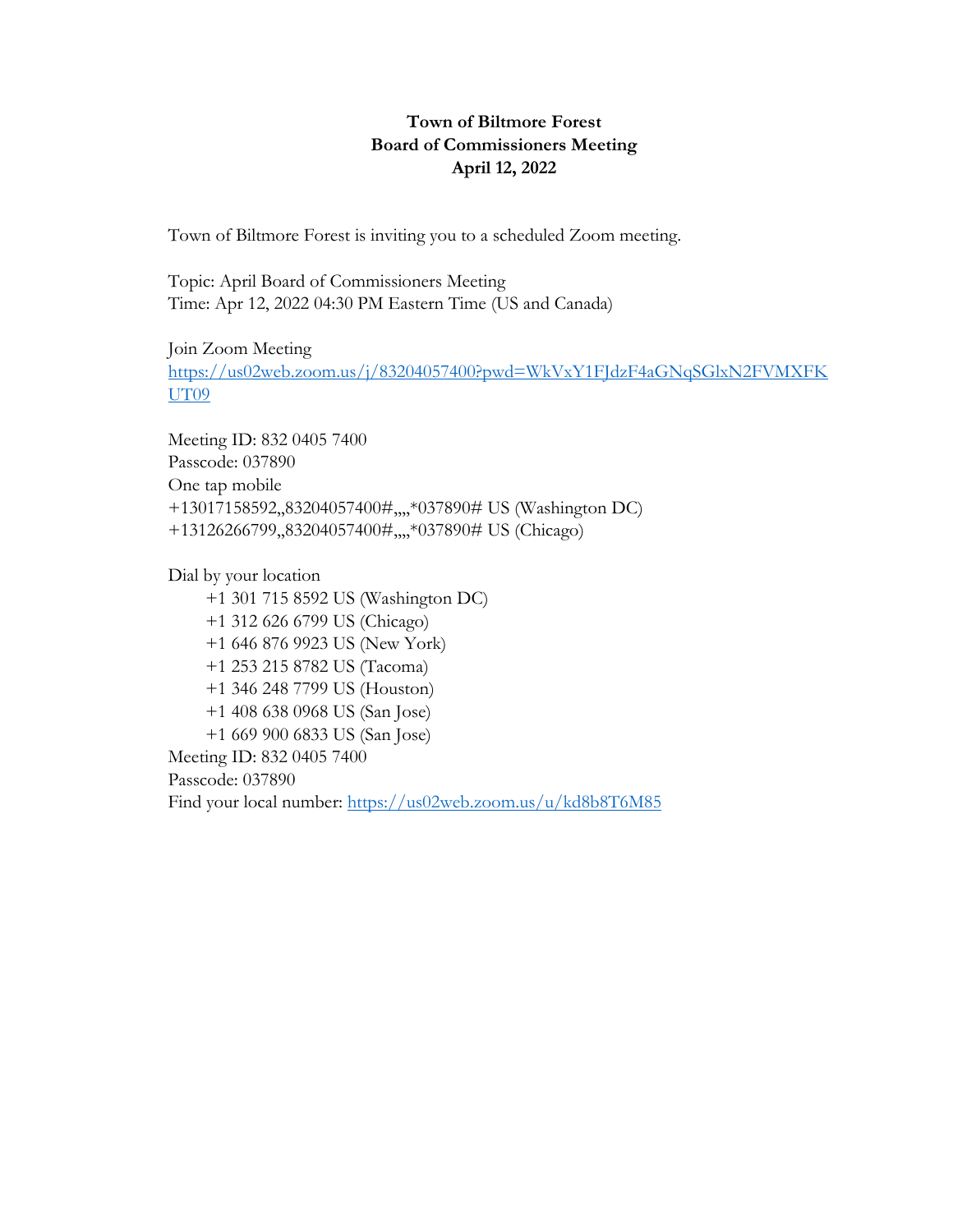**Town of Biltmore Forest**
**Board of Commissioners Meeting**
**April 12, 2022**

Town of Biltmore Forest is inviting you to a scheduled Zoom meeting.

Topic: April Board of Commissioners Meeting
Time: Apr 12, 2022 04:30 PM Eastern Time (US and Canada)

Join Zoom Meeting
https://us02web.zoom.us/j/83204057400?pwd=WkVxY1FJdzF4aGNqSGlxN2FVMXFKUT09

Meeting ID: 832 0405 7400
Passcode: 037890
One tap mobile
+13017158592,,83204057400#,,,,*037890# US (Washington DC)
+13126266799,,83204057400#,,,,*037890# US (Chicago)

Dial by your location
- +1 301 715 8592 US (Washington DC)
- +1 312 626 6799 US (Chicago)
- +1 646 876 9923 US (New York)
- +1 253 215 8782 US (Tacoma)
- +1 346 248 7799 US (Houston)
- +1 408 638 0968 US (San Jose)
- +1 669 900 6833 US (San Jose)

Meeting ID: 832 0405 7400
Passcode: 037890
Find your local number: https://us02web.zoom.us/u/kd8b8T6M85